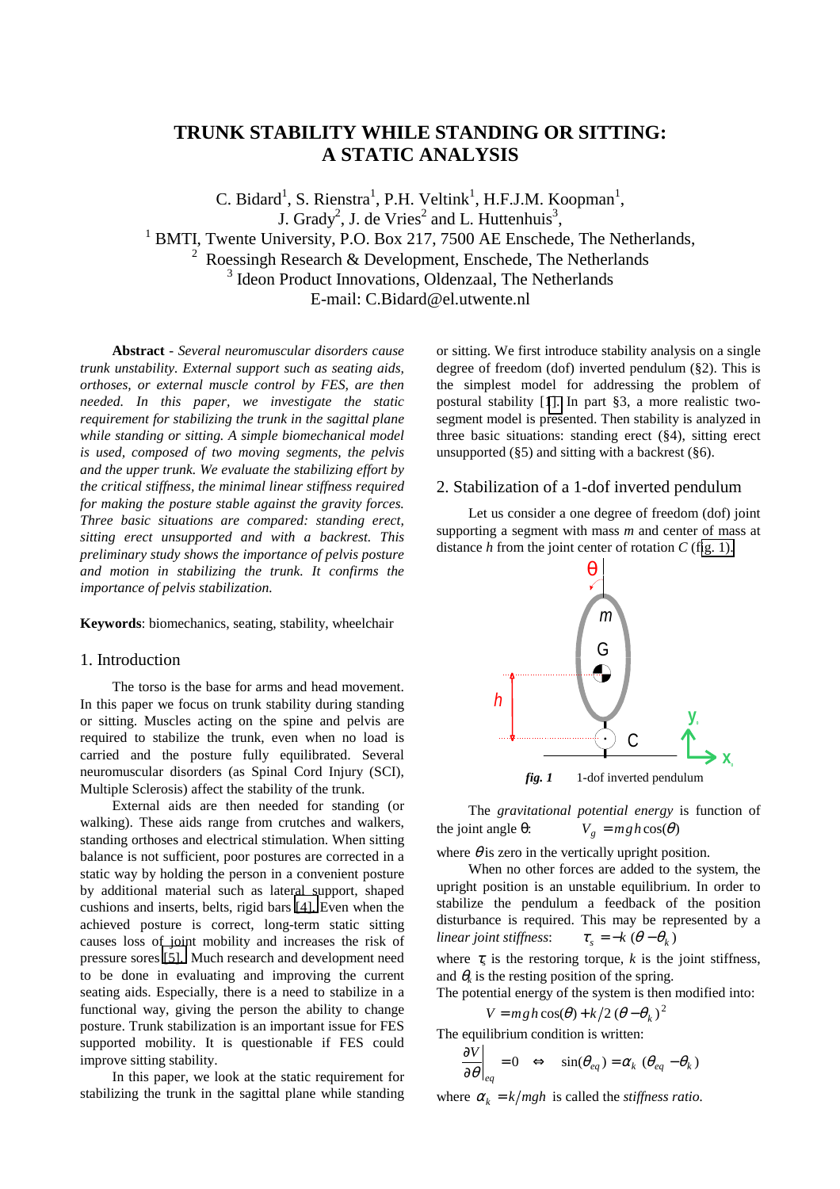# TRUNK STABILITY WHILE STANDING OR SITTING: A STATIC ANALYSIS

C. Bidard[1], S. Rienstra[1], P.H. Veltink[1], H.F.J.M. Koopman[1], J. Grady[2], J. de Vries[2] and L. Huttenhuis[3],

[1] BMTI, Twente University, P.O. Box 217, 7500 AE Enschede, The Netherlands,
[2] Roessingh Research & Development, Enschede, The Netherlands
[3] Ideon Product Innovations, Oldenzaal, The Netherlands
E-mail: C.Bidard@el.utwente.nl

**Abstract** - *Several neuromuscular disorders cause trunk unstability. External support such as seating aids, orthoses, or external muscle control by FES, are then needed. In this paper, we investigate the static requirement for stabilizing the trunk in the sagittal plane while standing or sitting. A simple biomechanical model is used, composed of two moving segments, the pelvis and the upper trunk. We evaluate the stabilizing effort by the critical stiffness, the minimal linear stiffness required for making the posture stable against the gravity forces. Three basic situations are compared: standing erect, sitting erect unsupported and with a backrest. This preliminary study shows the importance of pelvis posture and motion in stabilizing the trunk. It confirms the importance of pelvis stabilization.*

**Keywords**: biomechanics, seating, stability, wheelchair

## 1. Introduction

The torso is the base for arms and head movement. In this paper we focus on trunk stability during standing or sitting. Muscles acting on the spine and pelvis are required to stabilize the trunk, even when no load is carried and the posture fully equilibrated. Several neuromuscular disorders (as Spinal Cord Injury (SCI), Multiple Sclerosis) affect the stability of the trunk.

External aids are then needed for standing (or walking). These aids range from crutches and walkers, standing orthoses and electrical stimulation. When sitting balance is not sufficient, poor postures are corrected in a static way by holding the person in a convenient posture by additional material such as lateral support, shaped cushions and inserts, belts, rigid bars [4]. Even when the achieved posture is correct, long-term static sitting causes loss of joint mobility and increases the risk of pressure sores [5]. Much research and development need to be done in evaluating and improving the current seating aids. Especially, there is a need to stabilize in a functional way, giving the person the ability to change posture. Trunk stabilization is an important issue for FES supported mobility. It is questionable if FES could improve sitting stability.

In this paper, we look at the static requirement for stabilizing the trunk in the sagittal plane while standing or sitting. We first introduce stability analysis on a single degree of freedom (dof) inverted pendulum (§2). This is the simplest model for addressing the problem of postural stability [1]. In part §3, a more realistic two-segment model is presented. Then stability is analyzed in three basic situations: standing erect (§4), sitting erect unsupported (§5) and sitting with a backrest (§6).

## 2. Stabilization of a 1-dof inverted pendulum

Let us consider a one degree of freedom (dof) joint supporting a segment with mass $m$ and center of mass at distance $h$ from the joint center of rotation $C$ (fig. 1).

*fig. 1* 1-dof inverted pendulum

The *gravitational potential energy* is function of the joint angle $\theta$: $V_g = mgh\cos(\theta)$

where $\theta$ is zero in the vertically upright position.

When no other forces are added to the system, the upright position is an unstable equilibrium. In order to stabilize the pendulum a feedback of the position disturbance is required. This may be represented by a *linear joint stiffness*: $\tau_s = -k\,(\theta - \theta_k)$

where $\tau_s$ is the restoring torque, $k$ is the joint stiffness, and $\theta_k$ is the resting position of the spring.

The potential energy of the system is then modified into:

$$V = mgh\cos(\theta) + k/2\,(\theta - \theta_k)^2$$

The equilibrium condition is written:

$$\left.\frac{\partial V}{\partial \theta}\right|_{eq} = 0 \quad \Leftrightarrow \quad \sin(\theta_{eq}) = \alpha_k\,(\theta_{eq} - \theta_k)$$

where $\alpha_k = k/mgh$ is called the *stiffness ratio.*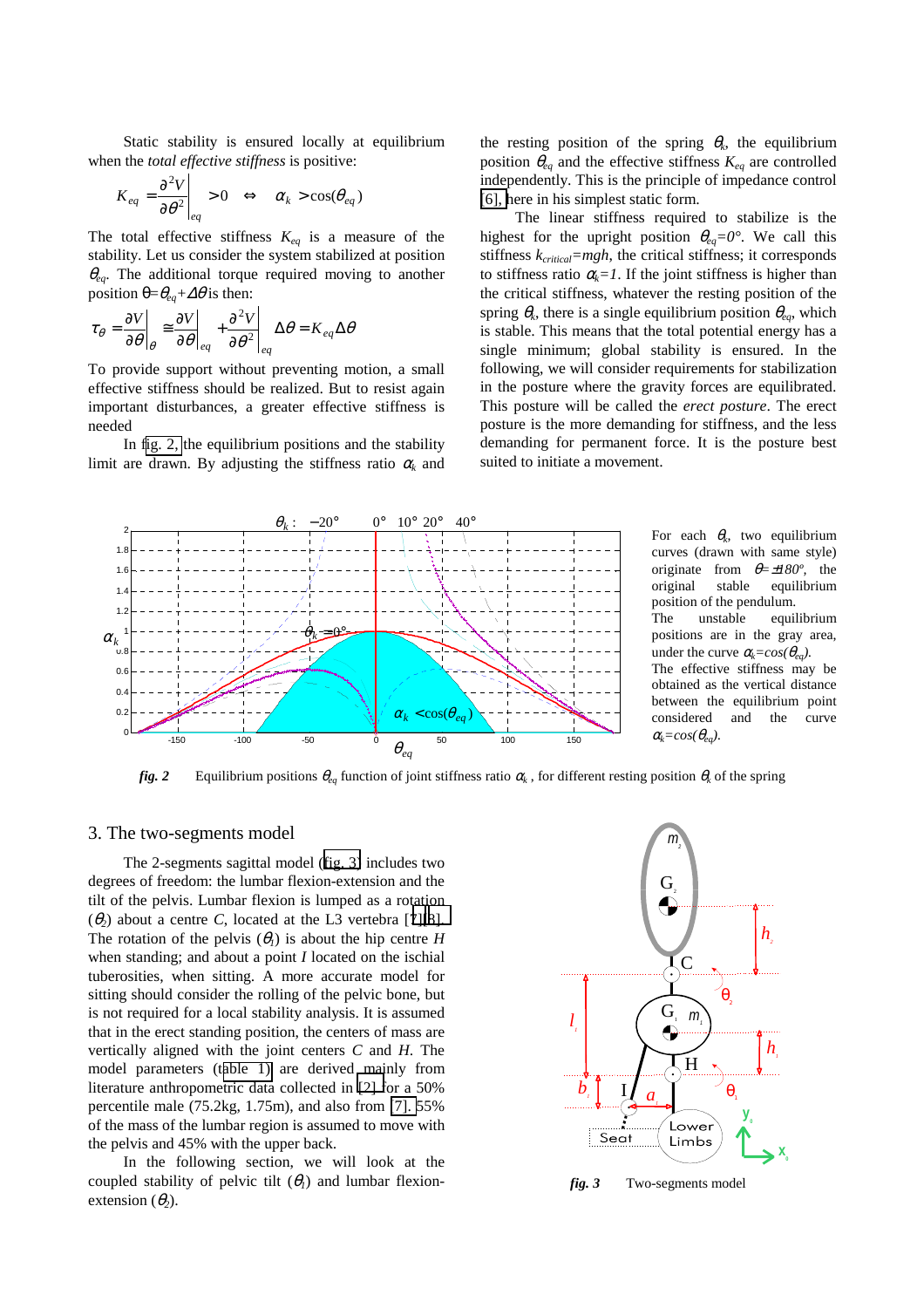Static stability is ensured locally at equilibrium when the *total effective stiffness* is positive:

$$K_{eq} = \left.\frac{\partial^2 V}{\partial \theta^2}\right|_{eq} > 0 \quad \Leftrightarrow \quad \alpha_k > \cos(\theta_{eq})$$

The total effective stiffness $K_{eq}$ is a measure of the stability. Let us consider the system stabilized at position $\theta_{eq}$. The additional torque required moving to another position $\theta = \theta_{eq} + \Delta\theta$ is then:

$$\tau_\theta = \left.\frac{\partial V}{\partial \theta}\right|_{\theta} \cong \left.\frac{\partial V}{\partial \theta}\right|_{eq} + \left.\frac{\partial^2 V}{\partial \theta^2}\right|_{eq} \Delta\theta = K_{eq}\Delta\theta$$

To provide support without preventing motion, a small effective stiffness should be realized. But to resist again important disturbances, a greater effective stiffness is needed

In fig. 2, the equilibrium positions and the stability limit are drawn. By adjusting the stiffness ratio $\alpha_k$ and the resting position of the spring $\theta_k$, the equilibrium position $\theta_{eq}$ and the effective stiffness $K_{eq}$ are controlled independently. This is the principle of impedance control [6], here in his simplest static form.

The linear stiffness required to stabilize is the highest for the upright position $\theta_{eq}=0°$. We call this stiffness $k_{critical}=mgh$, the critical stiffness; it corresponds to stiffness ratio $\alpha_k=1$. If the joint stiffness is higher than the critical stiffness, whatever the resting position of the spring $\theta_k$, there is a single equilibrium position $\theta_{eq}$, which is stable. This means that the total potential energy has a single minimum; global stability is ensured. In the following, we will consider requirements for stabilization in the posture where the gravity forces are equilibrated. This posture will be called the *erect posture*. The erect posture is the more demanding for stiffness, and the less demanding for permanent force. It is the posture best suited to initiate a movement.

For each $\theta_k$, two equilibrium curves (drawn with same style) originate from $\theta=\pm 180°$, the original stable equilibrium position of the pendulum.
The unstable equilibrium positions are in the gray area, under the curve $\alpha_k=cos(\theta_{eq})$.
The effective stiffness may be obtained as the vertical distance between the equilibrium point considered and the curve $\alpha_k=cos(\theta_{eq})$.

***fig. 2*** Equilibrium positions $\theta_{eq}$ function of joint stiffness ratio $\alpha_k$, for different resting position $\theta_k$ of the spring

## 3. The two-segments model

The 2-segments sagittal model (fig. 3) includes two degrees of freedom: the lumbar flexion-extension and the tilt of the pelvis. Lumbar flexion is lumped as a rotation ($\theta_2$) about a centre *C*, located at the L3 vertebra [7][8]. The rotation of the pelvis ($\theta_1$) is about the hip centre *H* when standing; and about a point *I* located on the ischial tuberosities, when sitting. A more accurate model for sitting should consider the rolling of the pelvic bone, but is not required for a local stability analysis. It is assumed that in the erect standing position, the centers of mass are vertically aligned with the joint centers *C* and *H*. The model parameters (table 1) are derived mainly from literature anthropometric data collected in [2] for a 50% percentile male (75.2kg, 1.75m), and also from [7]. 55% of the mass of the lumbar region is assumed to move with the pelvis and 45% with the upper back.

In the following section, we will look at the coupled stability of pelvic tilt ($\theta_1$) and lumbar flexion-extension ($\theta_2$).

***fig. 3*** Two-segments model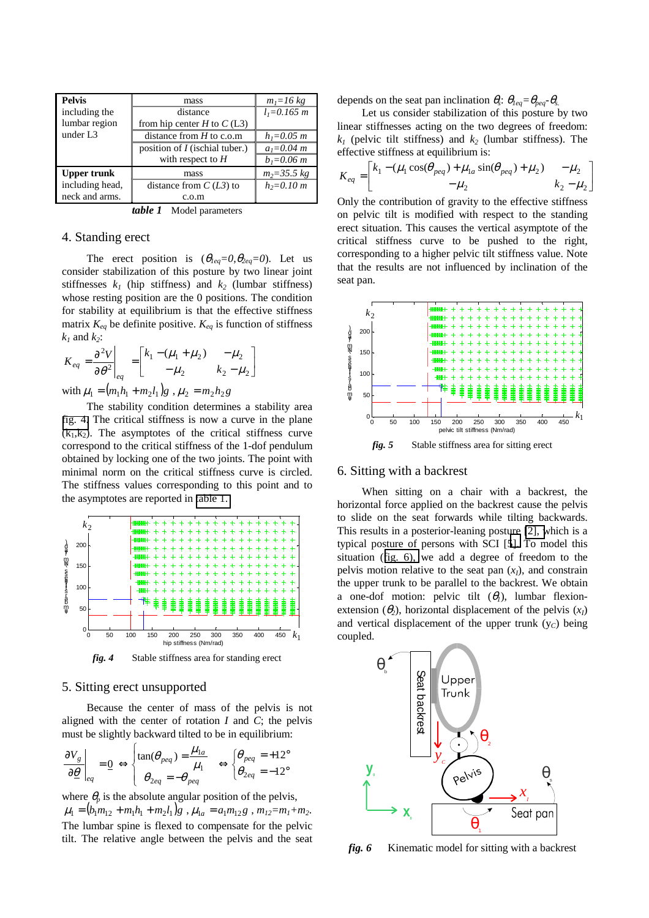| | | |
|---|---|---|
| **Pelvis** including the lumbar region under L3 | mass | $m_1$=16 kg |
| | distance from hip center $H$ to $C$ (L3) | $l_1$=0.165 m |
| | distance from $H$ to c.o.m | $h_1$=0.05 m |
| | position of $I$ (ischial tuber.) with respect to $H$ | $a_1$=0.04 m |
| | | $b_1$=0.06 m |
| **Upper trunk** including head, neck and arms. | mass | $m_2$=35.5 kg |
| | distance from $C$ ($L3$) to c.o.m | $h_2$=0.10 m |

***table 1*** Model parameters

## 4. Standing erect

The erect position is ($\theta_{1eq}=0, \theta_{2eq}=0$). Let us consider stabilization of this posture by two linear joint stiffnesses $k_1$ (hip stiffness) and $k_2$ (lumbar stiffness) whose resting position are the 0 positions. The condition for stability at equilibrium is that the effective stiffness matrix $K_{eq}$ be definite positive. $K_{eq}$ is function of stiffness $k_1$ and $k_2$:

$$K_{eq} = \left.\frac{\partial^2 V}{\partial \theta^2}\right|_{eq} = \begin{bmatrix} k_1 - (\mu_1 + \mu_2) & -\mu_2 \\ -\mu_2 & k_2 - \mu_2 \end{bmatrix}$$

with $\mu_1 = (m_1 h_1 + m_2 l_1) g$ , $\mu_2 = m_2 h_2 g$

The stability condition determines a stability area fig. 4. The critical stiffness is now a curve in the plane ($k_1$,$k_2$). The asymptotes of the critical stiffness curve correspond to the critical stiffness of the 1-dof pendulum obtained by locking one of the two joints. The point with minimal norm on the critical stiffness curve is circled. The stiffness values corresponding to this point and to the asymptotes are reported in table 1.

***fig. 4*** Stable stiffness area for standing erect

## 5. Sitting erect unsupported

Because the center of mass of the pelvis is not aligned with the center of rotation $I$ and $C$; the pelvis must be slightly backward tilted to be in equilibrium:

$$\left.\frac{\partial V_g}{\partial \theta}\right|_{eq} = \underline{0} \Leftrightarrow \begin{cases} \tan(\theta_{peq}) = \dfrac{\mu_{1a}}{\mu_1} \\ \theta_{2eq} = -\theta_{peq} \end{cases} \Leftrightarrow \begin{cases} \theta_{peq} = +12° \\ \theta_{2eq} = -12° \end{cases}$$

where $\theta_p$ is the absolute angular position of the pelvis,
$\mu_1 = (b_1 m_{12} + m_1 h_1 + m_2 l_1) g$ , $\mu_{1a} = a_1 m_{12} g$ , $m_{12}=m_1+m_2$.
The lumbar spine is flexed to compensate for the pelvic tilt. The relative angle between the pelvis and the seat depends on the seat pan inclination $\theta_s$: $\theta_{1eq}=\theta_{peq}-\theta_s$.

Let us consider stabilization of this posture by two linear stiffnesses acting on the two degrees of freedom: $k_1$ (pelvic tilt stiffness) and $k_2$ (lumbar stiffness). The effective stiffness at equilibrium is:

$$K_{eq} = \begin{bmatrix} k_1 - (\mu_1 \cos(\theta_{peq}) + \mu_{1a} \sin(\theta_{peq}) + \mu_2) & -\mu_2 \\ -\mu_2 & k_2 - \mu_2 \end{bmatrix}$$

Only the contribution of gravity to the effective stiffness on pelvic tilt is modified with respect to the standing erect situation. This causes the vertical asymptote of the critical stiffness curve to be pushed to the right, corresponding to a higher pelvic tilt stiffness value. Note that the results are not influenced by inclination of the seat pan.

***fig. 5*** Stable stiffness area for sitting erect

## 6. Sitting with a backrest

When sitting on a chair with a backrest, the horizontal force applied on the backrest cause the pelvis to slide on the seat forwards while tilting backwards. This results in a posterior-leaning posture [2], which is a typical posture of persons with SCI [5]. To model this situation (fig. 6), we add a degree of freedom to the pelvis motion relative to the seat pan ($x_I$), and constrain the upper trunk to be parallel to the backrest. We obtain a one-dof motion: pelvic tilt ($\theta_1$), lumbar flexion-extension ($\theta_2$), horizontal displacement of the pelvis ($x_I$) and vertical displacement of the upper trunk ($y_C$) being coupled.

***fig. 6*** Kinematic model for sitting with a backrest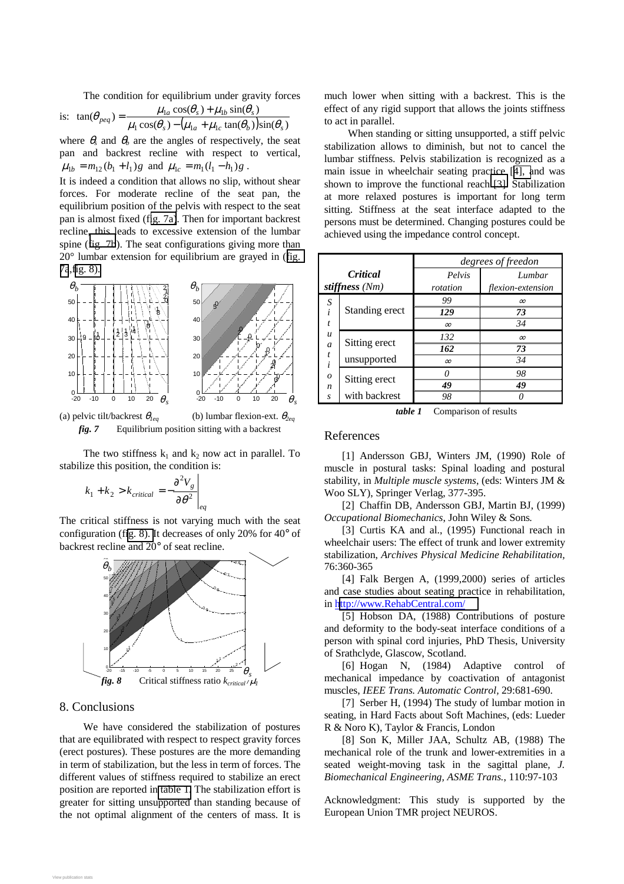The condition for equilibrium under gravity forces is:

$$\tan(\theta_{peq}) = \frac{\mu_{1a}\cos(\theta_s) + \mu_{1b}\sin(\theta_s)}{\mu_1\cos(\theta_s) - (\mu_{1a} + \mu_{1c}\tan(\theta_b))\sin(\theta_s)}$$

where $\theta_s$ and $\theta_b$ are the angles of respectively, the seat pan and backrest recline with respect to vertical, $\mu_{1b} = m_{12}(b_1 + l_1)g$ and $\mu_{1c} = m_1(l_1 - h_1)g$.

It is indeed a condition that allows no slip, without shear forces. For moderate recline of the seat pan, the equilibrium position of the pelvis with respect to the seat pan is almost fixed (fig. 7a). Then for important backrest recline, this leads to excessive extension of the lumbar spine (fig. 7b). The seat configurations giving more than 20° lumbar extension for equilibrium are grayed in (fig. 7a, fig. 8).

$\theta_b$

$\theta_s$

(a) pelvic tilt/backrest $\theta_{1eq}$ (b) lumbar flexion-ext. $\theta_{2eq}$

*fig. 7* Equilibrium position sitting with a backrest

The two stiffness $k_1$ and $k_2$ now act in parallel. To stabilize this position, the condition is:

$$k_1 + k_2 > k_{critical} = -\left.\frac{\partial^2 V_g}{\partial \theta^2}\right|_{eq}$$

The critical stiffness is not varying much with the seat configuration (fig. 8). It decreases of only 20% for 40° of backrest recline and 20° of seat recline.

$\theta_b$

$\theta_s$

*fig. 8* Critical stiffness ratio $k_{critical}/\mu_1$

## 8. Conclusions

We have considered the stabilization of postures that are equilibrated with respect to respect gravity forces (erect postures). These postures are the more demanding in term of stabilization, but the less in term of forces. The different values of stiffness required to stabilize an erect position are reported in table 1. The stabilization effort is greater for sitting unsupported than standing because of the not optimal alignment of the centers of mass. It is much lower when sitting with a backrest. This is the effect of any rigid support that allows the joints stiffness to act in parallel.

When standing or sitting unsupported, a stiff pelvic stabilization allows to diminish, but not to cancel the lumbar stiffness. Pelvis stabilization is recognized as a main issue in wheelchair seating practice [4], and was shown to improve the functional reach [3]. Stabilization at more relaxed postures is important for long term sitting. Stiffness at the seat interface adapted to the persons must be determined. Changing postures could be achieved using the impedance control concept.

| *Critical stiffness* (Nm) | | *degrees of freedon* Pelvis rotation | Lumbar flexion-extension |
|---|---|---|---|
| Situations | Standing erect | 99 | ∞ |
| | | ***129*** | ***73*** |
| | | ∞ | 34 |
| | Sitting erect unsupported | 132 | ∞ |
| | | ***162*** | ***73*** |
| | | ∞ | 34 |
| | Sitting erect with backrest | 0 | 98 |
| | | ***49*** | ***49*** |
| | | 98 | 0 |

***table 1*** Comparison of results

## References

[1] Andersson GBJ, Winters JM, (1990) Role of muscle in postural tasks: Spinal loading and postural stability, in *Multiple muscle systems*, (eds: Winters JM & Woo SLY), Springer Verlag, 377-395.

[2] Chaffin DB, Andersson GBJ, Martin BJ, (1999) *Occupational Biomechanics*, John Wiley & Sons.

[3] Curtis KA and al., (1995) Functional reach in wheelchair users: The effect of trunk and lower extremity stabilization, *Archives Physical Medicine Rehabilitation*, 76:360-365

[4] Falk Bergen A, (1999,2000) series of articles and case studies about seating practice in rehabilitation, in http://www.RehabCentral.com/

[5] Hobson DA, (1988) Contributions of posture and deformity to the body-seat interface conditions of a person with spinal cord injuries, PhD Thesis, University of Srathclyde, Glascow, Scotland.

[6] Hogan N, (1984) Adaptive control of mechanical impedance by coactivation of antagonist muscles, *IEEE Trans. Automatic Control*, 29:681-690.

[7] Serber H, (1994) The study of lumbar motion in seating, in Hard Facts about Soft Machines, (eds: Lueder R & Noro K), Taylor & Francis, London

[8] Son K, Miller JAA, Schultz AB, (1988) The mechanical role of the trunk and lower-extremities in a seated weight-moving task in the sagittal plane, *J. Biomechanical Engineering, ASME Trans.*, 110:97-103

Acknowledgment: This study is supported by the European Union TMR project NEUROS.